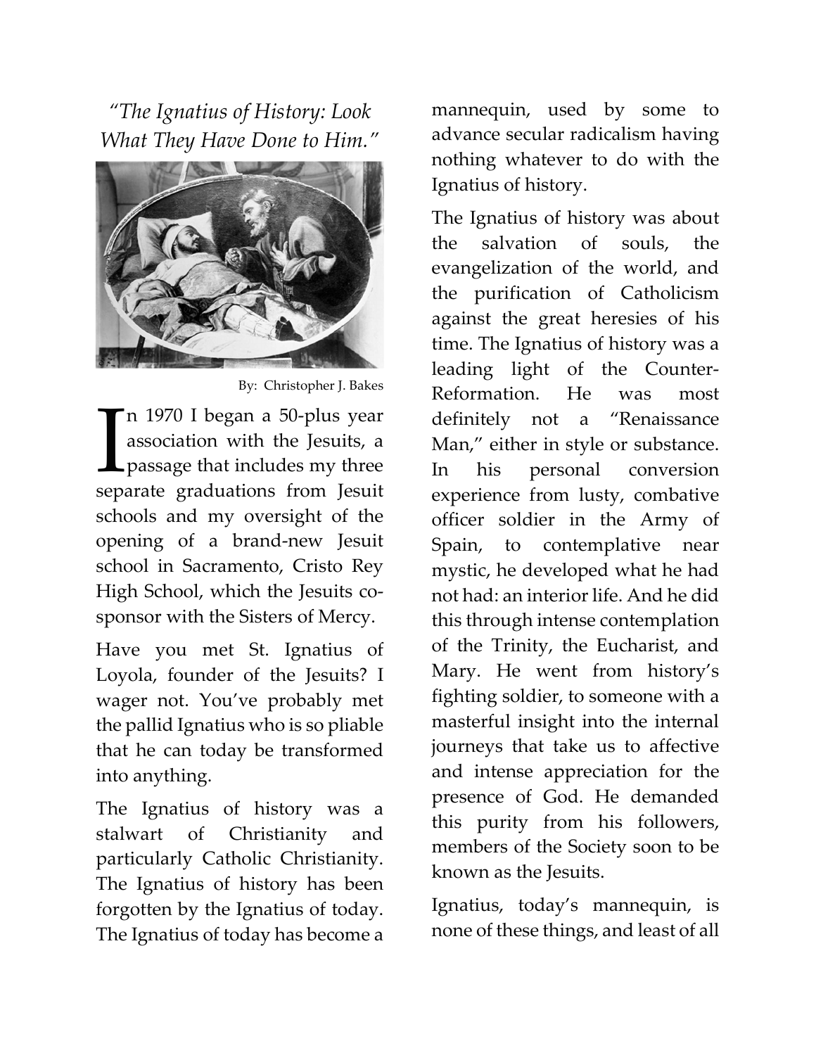*"The Ignatius of History: Look What They Have Done to Him."*

By: Christopher J. Bakes

In 1970 I began a 50-plus year association with the Jesuits, a passage that includes my three separate graduations from Jesuit schools and my oversight of the opening of a brand-new Jesuit school in Sacramento, Cristo Rey High School, which the Jesuits co-sponsor with the Sisters of Mercy.

Have you met St. Ignatius of Loyola, founder of the Jesuits? I wager not. You've probably met the pallid Ignatius who is so pliable that he can today be transformed into anything.

The Ignatius of history was a stalwart of Christianity and particularly Catholic Christianity. The Ignatius of history has been forgotten by the Ignatius of today. The Ignatius of today has become a mannequin, used by some to advance secular radicalism having nothing whatever to do with the Ignatius of history.

The Ignatius of history was about the salvation of souls, the evangelization of the world, and the purification of Catholicism against the great heresies of his time. The Ignatius of history was a leading light of the Counter-Reformation. He was most definitely not a "Renaissance Man," either in style or substance. In his personal conversion experience from lusty, combative officer soldier in the Army of Spain, to contemplative near mystic, he developed what he had not had: an interior life. And he did this through intense contemplation of the Trinity, the Eucharist, and Mary. He went from history's fighting soldier, to someone with a masterful insight into the internal journeys that take us to affective and intense appreciation for the presence of God. He demanded this purity from his followers, members of the Society soon to be known as the Jesuits.

Ignatius, today's mannequin, is none of these things, and least of all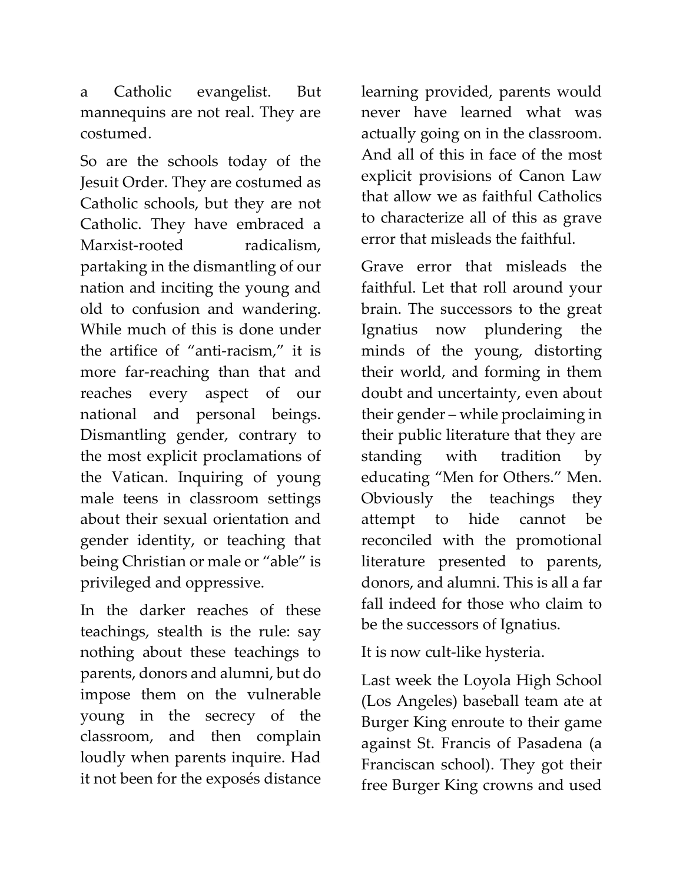a Catholic evangelist. But mannequins are not real. They are costumed.

So are the schools today of the Jesuit Order. They are costumed as Catholic schools, but they are not Catholic. They have embraced a Marxist-rooted radicalism, partaking in the dismantling of our nation and inciting the young and old to confusion and wandering. While much of this is done under the artifice of "anti-racism," it is more far-reaching than that and reaches every aspect of our national and personal beings. Dismantling gender, contrary to the most explicit proclamations of the Vatican. Inquiring of young male teens in classroom settings about their sexual orientation and gender identity, or teaching that being Christian or male or "able" is privileged and oppressive.

In the darker reaches of these teachings, stealth is the rule: say nothing about these teachings to parents, donors and alumni, but do impose them on the vulnerable young in the secrecy of the classroom, and then complain loudly when parents inquire. Had it not been for the exposés distance learning provided, parents would never have learned what was actually going on in the classroom. And all of this in face of the most explicit provisions of Canon Law that allow we as faithful Catholics to characterize all of this as grave error that misleads the faithful.

Grave error that misleads the faithful. Let that roll around your brain. The successors to the great Ignatius now plundering the minds of the young, distorting their world, and forming in them doubt and uncertainty, even about their gender – while proclaiming in their public literature that they are standing with tradition by educating "Men for Others." Men. Obviously the teachings they attempt to hide cannot be reconciled with the promotional literature presented to parents, donors, and alumni. This is all a far fall indeed for those who claim to be the successors of Ignatius.

It is now cult-like hysteria.

Last week the Loyola High School (Los Angeles) baseball team ate at Burger King enroute to their game against St. Francis of Pasadena (a Franciscan school). They got their free Burger King crowns and used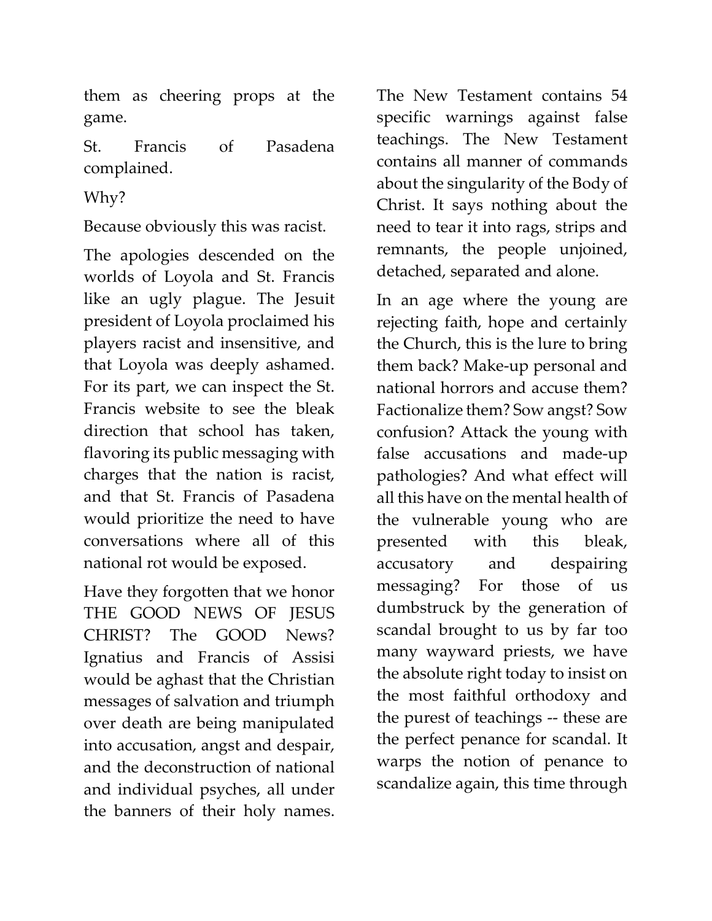them as cheering props at the game.

St. Francis of Pasadena complained.

Why?

Because obviously this was racist.

The apologies descended on the worlds of Loyola and St. Francis like an ugly plague. The Jesuit president of Loyola proclaimed his players racist and insensitive, and that Loyola was deeply ashamed. For its part, we can inspect the St. Francis website to see the bleak direction that school has taken, flavoring its public messaging with charges that the nation is racist, and that St. Francis of Pasadena would prioritize the need to have conversations where all of this national rot would be exposed.

Have they forgotten that we honor THE GOOD NEWS OF JESUS CHRIST? The GOOD News? Ignatius and Francis of Assisi would be aghast that the Christian messages of salvation and triumph over death are being manipulated into accusation, angst and despair, and the deconstruction of national and individual psyches, all under the banners of their holy names. The New Testament contains 54 specific warnings against false teachings. The New Testament contains all manner of commands about the singularity of the Body of Christ. It says nothing about the need to tear it into rags, strips and remnants, the people unjoined, detached, separated and alone.

In an age where the young are rejecting faith, hope and certainly the Church, this is the lure to bring them back? Make-up personal and national horrors and accuse them? Factionalize them? Sow angst? Sow confusion? Attack the young with false accusations and made-up pathologies? And what effect will all this have on the mental health of the vulnerable young who are presented with this bleak, accusatory and despairing messaging? For those of us dumbstruck by the generation of scandal brought to us by far too many wayward priests, we have the absolute right today to insist on the most faithful orthodoxy and the purest of teachings -- these are the perfect penance for scandal. It warps the notion of penance to scandalize again, this time through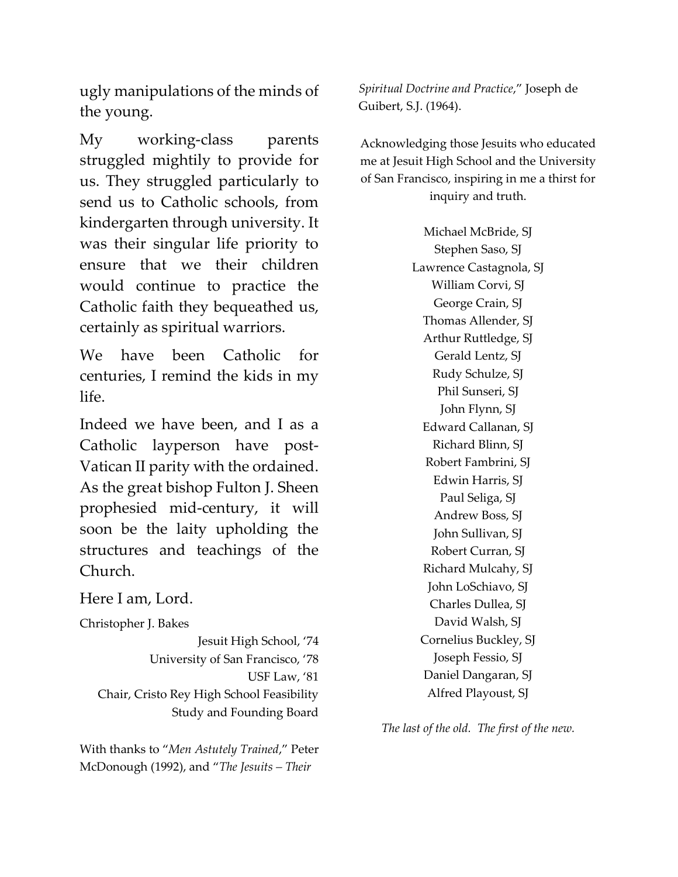ugly manipulations of the minds of the young.

My working-class parents struggled mightily to provide for us. They struggled particularly to send us to Catholic schools, from kindergarten through university. It was their singular life priority to ensure that we their children would continue to practice the Catholic faith they bequeathed us, certainly as spiritual warriors.

We have been Catholic for centuries, I remind the kids in my life.

Indeed we have been, and I as a Catholic layperson have post-Vatican II parity with the ordained. As the great bishop Fulton J. Sheen prophesied mid-century, it will soon be the laity upholding the structures and teachings of the Church.

Here I am, Lord.

Christopher J. Bakes

Jesuit High School, '74
University of San Francisco, '78
USF Law, '81
Chair, Cristo Rey High School Feasibility Study and Founding Board

With thanks to "*Men Astutely Trained*," Peter McDonough (1992), and "*The Jesuits – Their Spiritual Doctrine and Practice*," Joseph de Guibert, S.J. (1964).

Acknowledging those Jesuits who educated me at Jesuit High School and the University of San Francisco, inspiring in me a thirst for inquiry and truth.

Michael McBride, SJ
Stephen Saso, SJ
Lawrence Castagnola, SJ
William Corvi, SJ
George Crain, SJ
Thomas Allender, SJ
Arthur Ruttledge, SJ
Gerald Lentz, SJ
Rudy Schulze, SJ
Phil Sunseri, SJ
John Flynn, SJ
Edward Callanan, SJ
Richard Blinn, SJ
Robert Fambrini, SJ
Edwin Harris, SJ
Paul Seliga, SJ
Andrew Boss, SJ
John Sullivan, SJ
Robert Curran, SJ
Richard Mulcahy, SJ
John LoSchiavo, SJ
Charles Dullea, SJ
David Walsh, SJ
Cornelius Buckley, SJ
Joseph Fessio, SJ
Daniel Dangaran, SJ
Alfred Playoust, SJ

*The last of the old. The first of the new.*